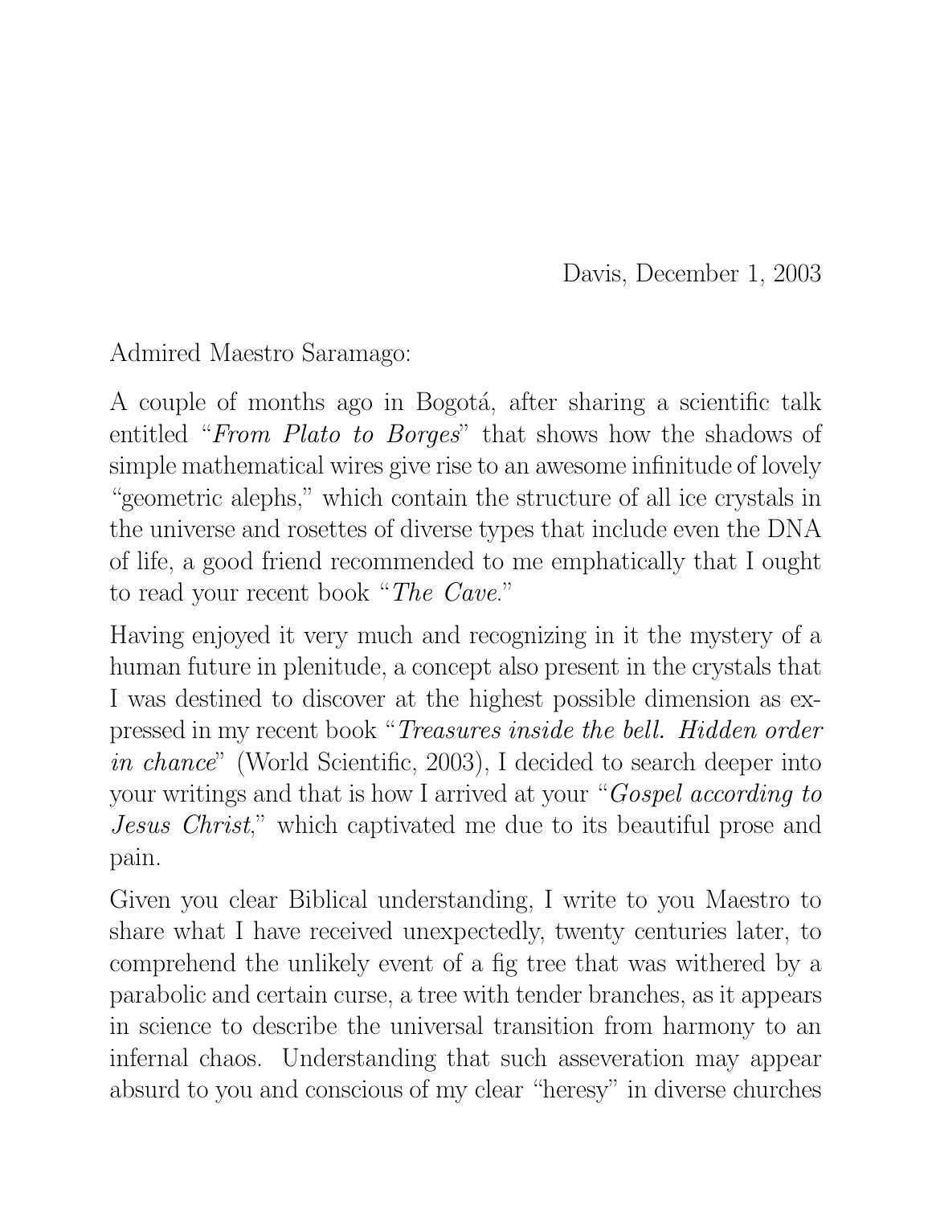Davis, December 1, 2003

Admired Maestro Saramago:

A couple of months ago in Bogotá, after sharing a scientific talk entitled "*From Plato to Borges*" that shows how the shadows of simple mathematical wires give rise to an awesome infinitude of lovely "geometric alephs," which contain the structure of all ice crystals in the universe and rosettes of diverse types that include even the DNA of life, a good friend recommended to me emphatically that I ought to read your recent book "*The Cave*."

Having enjoyed it very much and recognizing in it the mystery of a human future in plenitude, a concept also present in the crystals that I was destined to discover at the highest possible dimension as expressed in my recent book "*Treasures inside the bell. Hidden order in chance*" (World Scientific, 2003), I decided to search deeper into your writings and that is how I arrived at your "*Gospel according to Jesus Christ*," which captivated me due to its beautiful prose and pain.

Given you clear Biblical understanding, I write to you Maestro to share what I have received unexpectedly, twenty centuries later, to comprehend the unlikely event of a fig tree that was withered by a parabolic and certain curse, a tree with tender branches, as it appears in science to describe the universal transition from harmony to an infernal chaos. Understanding that such asseveration may appear absurd to you and conscious of my clear "heresy" in diverse churches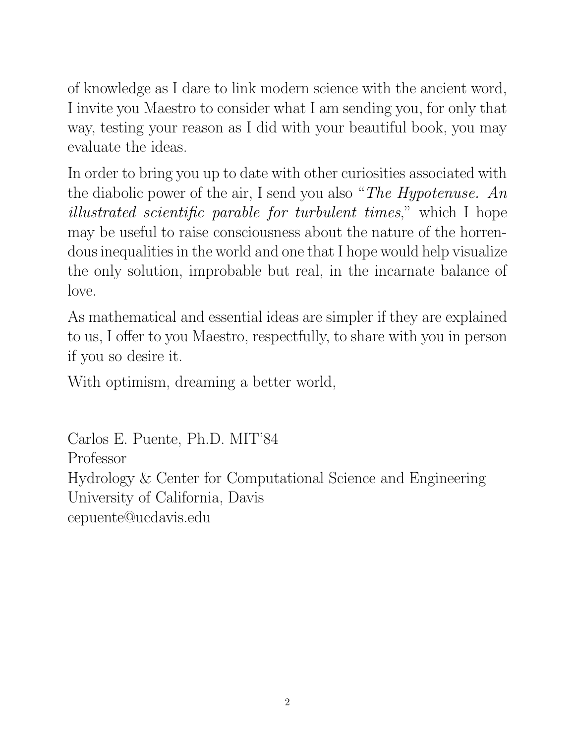of knowledge as I dare to link modern science with the ancient word, I invite you Maestro to consider what I am sending you, for only that way, testing your reason as I did with your beautiful book, you may evaluate the ideas.

In order to bring you up to date with other curiosities associated with the diabolic power of the air, I send you also "*The Hypotenuse. An illustrated scientific parable for turbulent times*," which I hope may be useful to raise consciousness about the nature of the horrendous inequalities in the world and one that I hope would help visualize the only solution, improbable but real, in the incarnate balance of love.

As mathematical and essential ideas are simpler if they are explained to us, I offer to you Maestro, respectfully, to share with you in person if you so desire it.

With optimism, dreaming a better world,

Carlos E. Puente, Ph.D. MIT'84
Professor
Hydrology & Center for Computational Science and Engineering
University of California, Davis
cepuente@ucdavis.edu